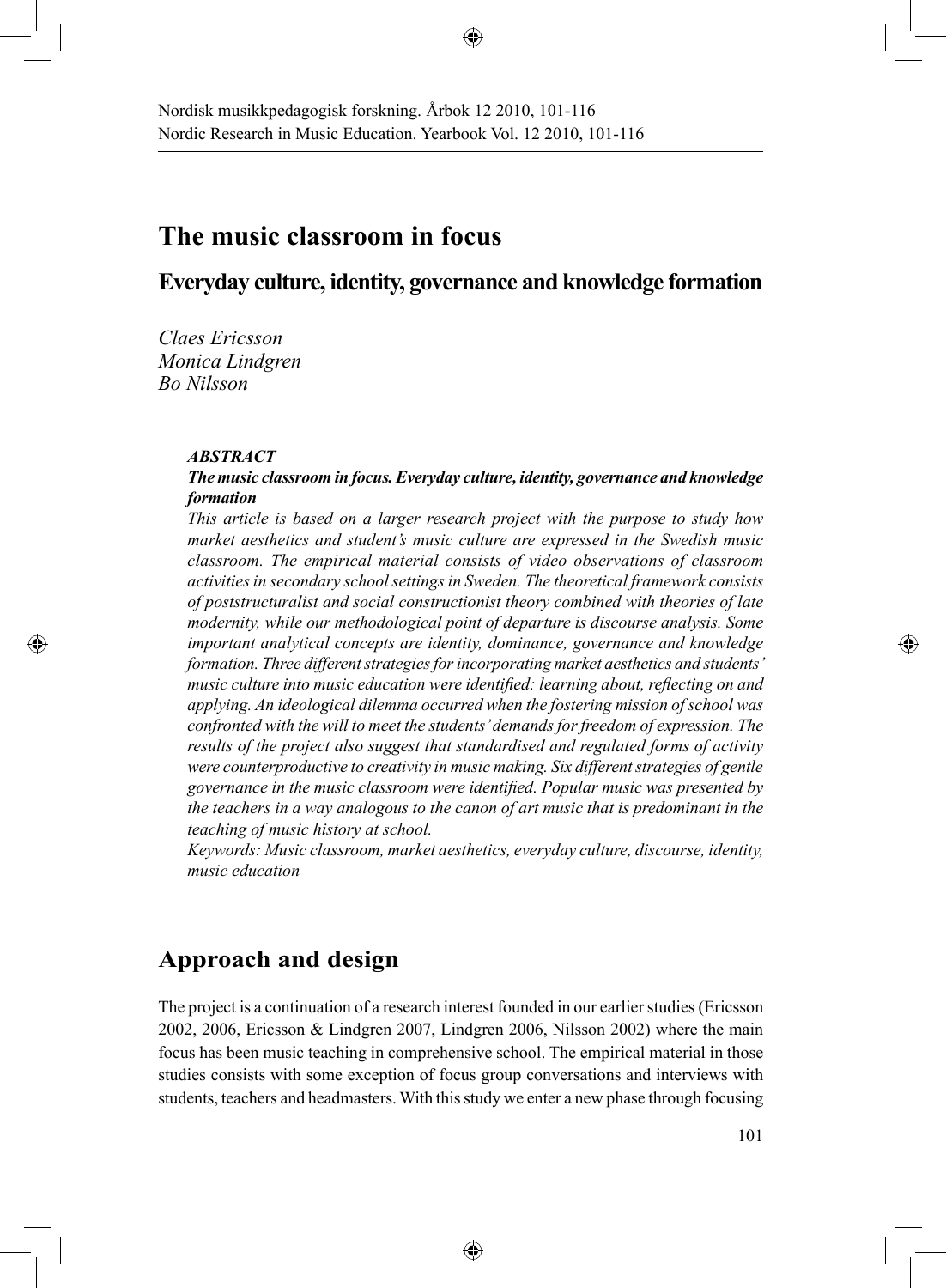# The music classroom in focus

## Everyday culture, identity, governance and knowledge formation

*Claes Ericsson*
*Monica Lindgren*
*Bo Nilsson*

***ABSTRACT***

***The music classroom in focus. Everyday culture, identity, governance and knowledge formation***

*This article is based on a larger research project with the purpose to study how market aesthetics and student's music culture are expressed in the Swedish music classroom. The empirical material consists of video observations of classroom activities in secondary school settings in Sweden. The theoretical framework consists of poststructuralist and social constructionist theory combined with theories of late modernity, while our methodological point of departure is discourse analysis. Some important analytical concepts are identity, dominance, governance and knowledge formation. Three different strategies for incorporating market aesthetics and students' music culture into music education were identified: learning about, reflecting on and applying. An ideological dilemma occurred when the fostering mission of school was confronted with the will to meet the students' demands for freedom of expression. The results of the project also suggest that standardised and regulated forms of activity were counterproductive to creativity in music making. Six different strategies of gentle governance in the music classroom were identified. Popular music was presented by the teachers in a way analogous to the canon of art music that is predominant in the teaching of music history at school.*

*Keywords: Music classroom, market aesthetics, everyday culture, discourse, identity, music education*

## Approach and design

The project is a continuation of a research interest founded in our earlier studies (Ericsson 2002, 2006, Ericsson & Lindgren 2007, Lindgren 2006, Nilsson 2002) where the main focus has been music teaching in comprehensive school. The empirical material in those studies consists with some exception of focus group conversations and interviews with students, teachers and headmasters. With this study we enter a new phase through focusing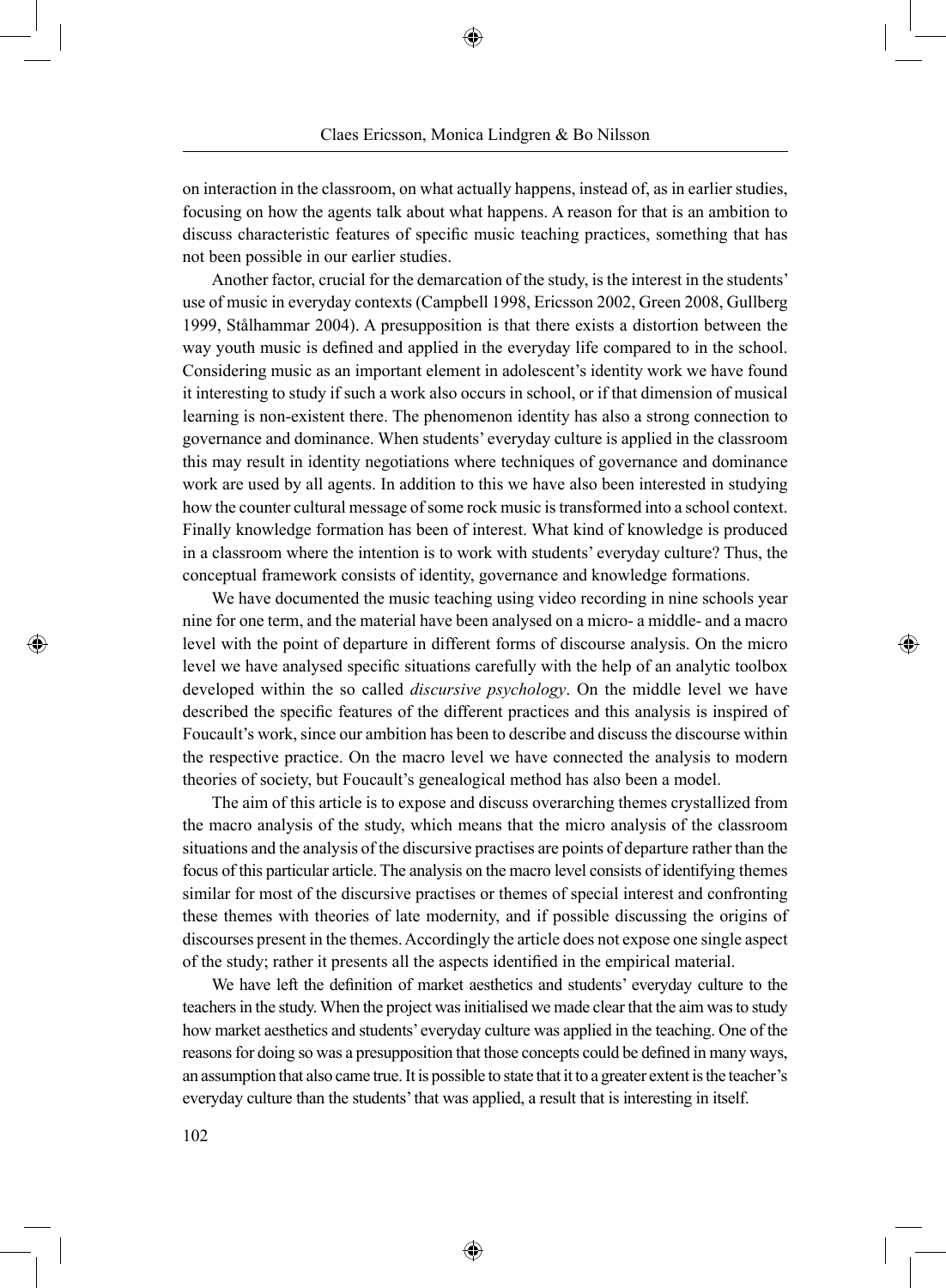on interaction in the classroom, on what actually happens, instead of, as in earlier studies, focusing on how the agents talk about what happens. A reason for that is an ambition to discuss characteristic features of specific music teaching practices, something that has not been possible in our earlier studies.

Another factor, crucial for the demarcation of the study, is the interest in the students' use of music in everyday contexts (Campbell 1998, Ericsson 2002, Green 2008, Gullberg 1999, Stålhammar 2004). A presupposition is that there exists a distortion between the way youth music is defined and applied in the everyday life compared to in the school. Considering music as an important element in adolescent's identity work we have found it interesting to study if such a work also occurs in school, or if that dimension of musical learning is non-existent there. The phenomenon identity has also a strong connection to governance and dominance. When students' everyday culture is applied in the classroom this may result in identity negotiations where techniques of governance and dominance work are used by all agents. In addition to this we have also been interested in studying how the counter cultural message of some rock music is transformed into a school context. Finally knowledge formation has been of interest. What kind of knowledge is produced in a classroom where the intention is to work with students' everyday culture? Thus, the conceptual framework consists of identity, governance and knowledge formations.

We have documented the music teaching using video recording in nine schools year nine for one term, and the material have been analysed on a micro- a middle- and a macro level with the point of departure in different forms of discourse analysis. On the micro level we have analysed specific situations carefully with the help of an analytic toolbox developed within the so called *discursive psychology*. On the middle level we have described the specific features of the different practices and this analysis is inspired of Foucault's work, since our ambition has been to describe and discuss the discourse within the respective practice. On the macro level we have connected the analysis to modern theories of society, but Foucault's genealogical method has also been a model.

The aim of this article is to expose and discuss overarching themes crystallized from the macro analysis of the study, which means that the micro analysis of the classroom situations and the analysis of the discursive practises are points of departure rather than the focus of this particular article. The analysis on the macro level consists of identifying themes similar for most of the discursive practises or themes of special interest and confronting these themes with theories of late modernity, and if possible discussing the origins of discourses present in the themes. Accordingly the article does not expose one single aspect of the study; rather it presents all the aspects identified in the empirical material.

We have left the definition of market aesthetics and students' everyday culture to the teachers in the study. When the project was initialised we made clear that the aim was to study how market aesthetics and students' everyday culture was applied in the teaching. One of the reasons for doing so was a presupposition that those concepts could be defined in many ways, an assumption that also came true. It is possible to state that it to a greater extent is the teacher's everyday culture than the students' that was applied, a result that is interesting in itself.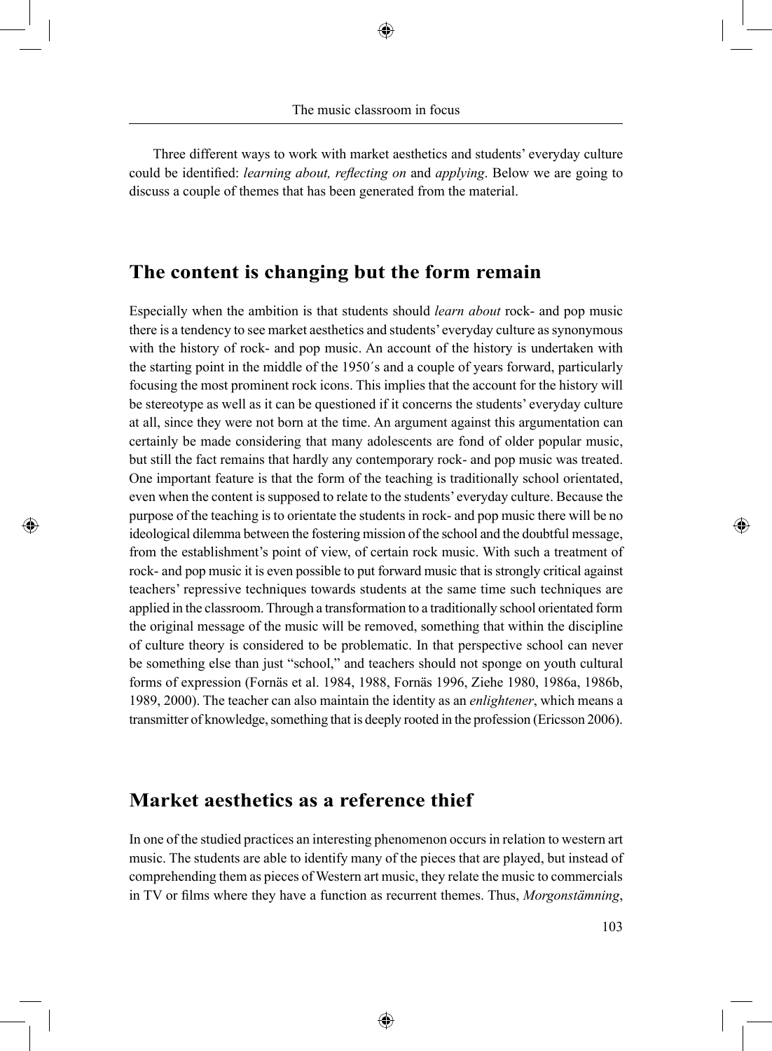Three different ways to work with market aesthetics and students' everyday culture could be identified: *learning about, reflecting on* and *applying*. Below we are going to discuss a couple of themes that has been generated from the material.

## The content is changing but the form remain

Especially when the ambition is that students should *learn about* rock- and pop music there is a tendency to see market aesthetics and students' everyday culture as synonymous with the history of rock- and pop music. An account of the history is undertaken with the starting point in the middle of the 1950´s and a couple of years forward, particularly focusing the most prominent rock icons. This implies that the account for the history will be stereotype as well as it can be questioned if it concerns the students' everyday culture at all, since they were not born at the time. An argument against this argumentation can certainly be made considering that many adolescents are fond of older popular music, but still the fact remains that hardly any contemporary rock- and pop music was treated. One important feature is that the form of the teaching is traditionally school orientated, even when the content is supposed to relate to the students' everyday culture. Because the purpose of the teaching is to orientate the students in rock- and pop music there will be no ideological dilemma between the fostering mission of the school and the doubtful message, from the establishment's point of view, of certain rock music. With such a treatment of rock- and pop music it is even possible to put forward music that is strongly critical against teachers' repressive techniques towards students at the same time such techniques are applied in the classroom. Through a transformation to a traditionally school orientated form the original message of the music will be removed, something that within the discipline of culture theory is considered to be problematic. In that perspective school can never be something else than just "school," and teachers should not sponge on youth cultural forms of expression (Fornäs et al. 1984, 1988, Fornäs 1996, Ziehe 1980, 1986a, 1986b, 1989, 2000). The teacher can also maintain the identity as an *enlightener*, which means a transmitter of knowledge, something that is deeply rooted in the profession (Ericsson 2006).

## Market aesthetics as a reference thief

In one of the studied practices an interesting phenomenon occurs in relation to western art music. The students are able to identify many of the pieces that are played, but instead of comprehending them as pieces of Western art music, they relate the music to commercials in TV or films where they have a function as recurrent themes. Thus, *Morgonstämning*,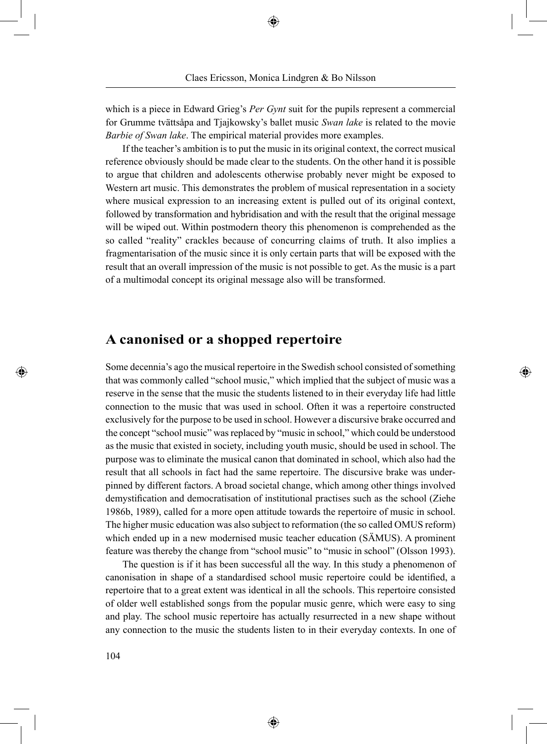which is a piece in Edward Grieg's *Per Gynt* suit for the pupils represent a commercial for Grumme tvättsåpa and Tjajkowsky's ballet music *Swan lake* is related to the movie *Barbie of Swan lake*. The empirical material provides more examples.

If the teacher's ambition is to put the music in its original context, the correct musical reference obviously should be made clear to the students. On the other hand it is possible to argue that children and adolescents otherwise probably never might be exposed to Western art music. This demonstrates the problem of musical representation in a society where musical expression to an increasing extent is pulled out of its original context, followed by transformation and hybridisation and with the result that the original message will be wiped out. Within postmodern theory this phenomenon is comprehended as the so called "reality" crackles because of concurring claims of truth. It also implies a fragmentarisation of the music since it is only certain parts that will be exposed with the result that an overall impression of the music is not possible to get. As the music is a part of a multimodal concept its original message also will be transformed.

## A canonised or a shopped repertoire

Some decennia's ago the musical repertoire in the Swedish school consisted of something that was commonly called "school music," which implied that the subject of music was a reserve in the sense that the music the students listened to in their everyday life had little connection to the music that was used in school. Often it was a repertoire constructed exclusively for the purpose to be used in school. However a discursive brake occurred and the concept "school music" was replaced by "music in school," which could be understood as the music that existed in society, including youth music, should be used in school. The purpose was to eliminate the musical canon that dominated in school, which also had the result that all schools in fact had the same repertoire. The discursive brake was underpinned by different factors. A broad societal change, which among other things involved demystification and democratisation of institutional practises such as the school (Ziehe 1986b, 1989), called for a more open attitude towards the repertoire of music in school. The higher music education was also subject to reformation (the so called OMUS reform) which ended up in a new modernised music teacher education (SÄMUS). A prominent feature was thereby the change from "school music" to "music in school" (Olsson 1993).

The question is if it has been successful all the way. In this study a phenomenon of canonisation in shape of a standardised school music repertoire could be identified, a repertoire that to a great extent was identical in all the schools. This repertoire consisted of older well established songs from the popular music genre, which were easy to sing and play. The school music repertoire has actually resurrected in a new shape without any connection to the music the students listen to in their everyday contexts. In one of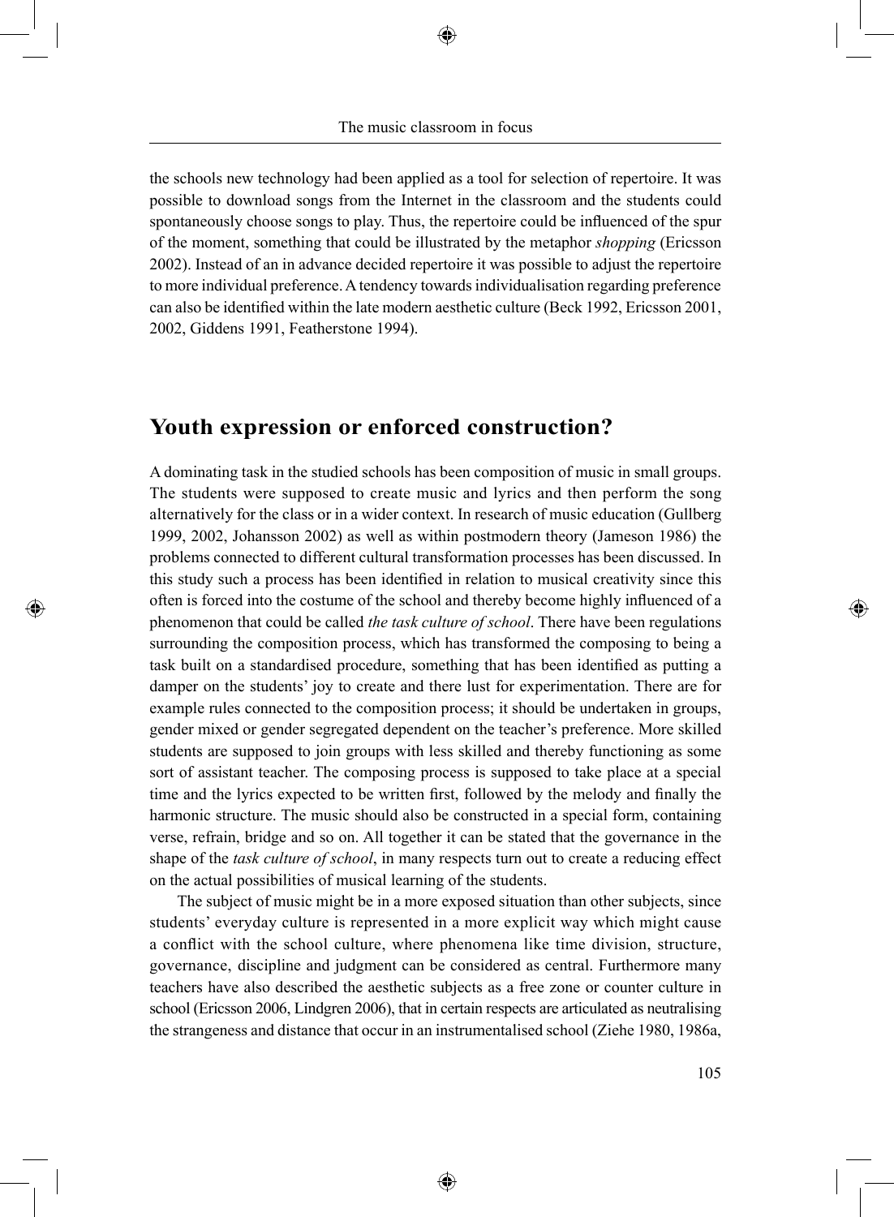the schools new technology had been applied as a tool for selection of repertoire. It was possible to download songs from the Internet in the classroom and the students could spontaneously choose songs to play. Thus, the repertoire could be influenced of the spur of the moment, something that could be illustrated by the metaphor *shopping* (Ericsson 2002). Instead of an in advance decided repertoire it was possible to adjust the repertoire to more individual preference. A tendency towards individualisation regarding preference can also be identified within the late modern aesthetic culture (Beck 1992, Ericsson 2001, 2002, Giddens 1991, Featherstone 1994).

## Youth expression or enforced construction?

A dominating task in the studied schools has been composition of music in small groups. The students were supposed to create music and lyrics and then perform the song alternatively for the class or in a wider context. In research of music education (Gullberg 1999, 2002, Johansson 2002) as well as within postmodern theory (Jameson 1986) the problems connected to different cultural transformation processes has been discussed. In this study such a process has been identified in relation to musical creativity since this often is forced into the costume of the school and thereby become highly influenced of a phenomenon that could be called *the task culture of school*. There have been regulations surrounding the composition process, which has transformed the composing to being a task built on a standardised procedure, something that has been identified as putting a damper on the students' joy to create and there lust for experimentation. There are for example rules connected to the composition process; it should be undertaken in groups, gender mixed or gender segregated dependent on the teacher's preference. More skilled students are supposed to join groups with less skilled and thereby functioning as some sort of assistant teacher. The composing process is supposed to take place at a special time and the lyrics expected to be written first, followed by the melody and finally the harmonic structure. The music should also be constructed in a special form, containing verse, refrain, bridge and so on. All together it can be stated that the governance in the shape of the *task culture of school*, in many respects turn out to create a reducing effect on the actual possibilities of musical learning of the students.

The subject of music might be in a more exposed situation than other subjects, since students' everyday culture is represented in a more explicit way which might cause a conflict with the school culture, where phenomena like time division, structure, governance, discipline and judgment can be considered as central. Furthermore many teachers have also described the aesthetic subjects as a free zone or counter culture in school (Ericsson 2006, Lindgren 2006), that in certain respects are articulated as neutralising the strangeness and distance that occur in an instrumentalised school (Ziehe 1980, 1986a,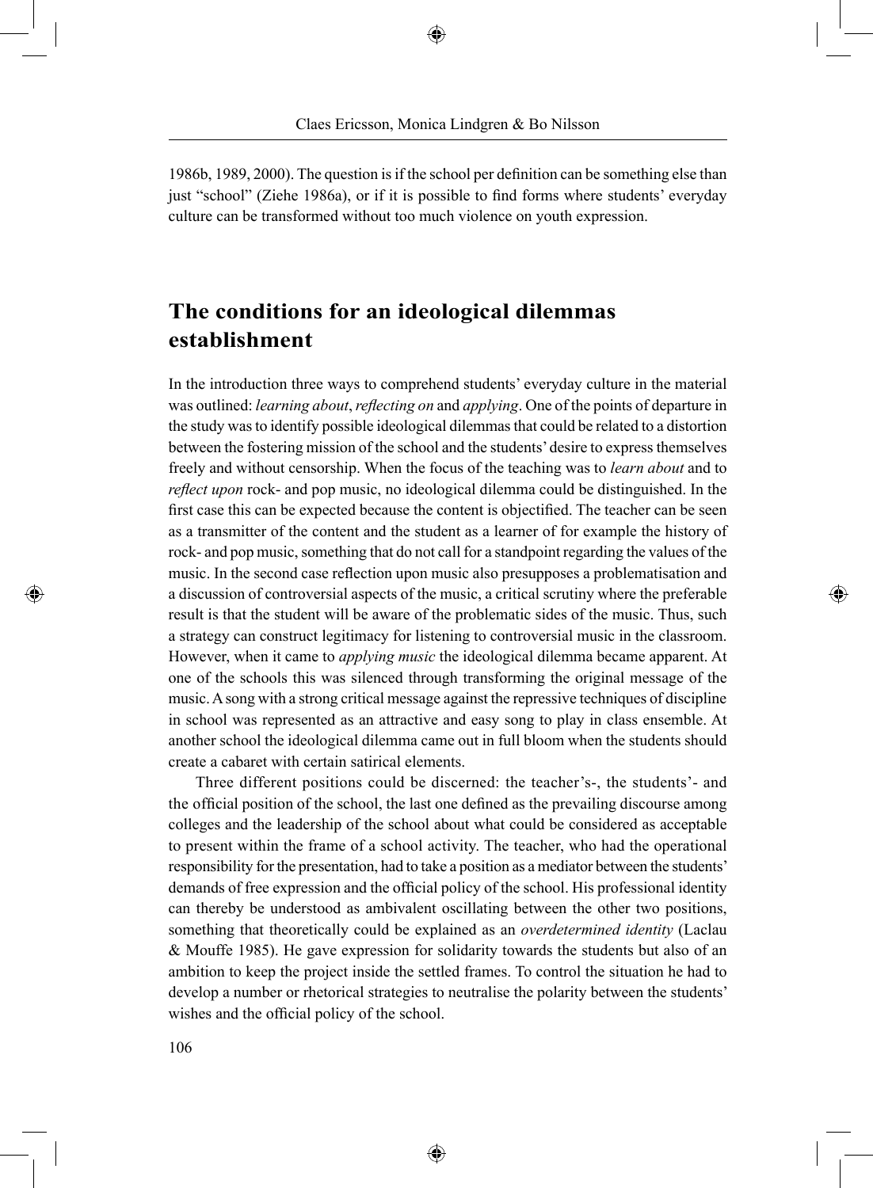1986b, 1989, 2000). The question is if the school per definition can be something else than just "school" (Ziehe 1986a), or if it is possible to find forms where students' everyday culture can be transformed without too much violence on youth expression.

## The conditions for an ideological dilemmas establishment

In the introduction three ways to comprehend students' everyday culture in the material was outlined: *learning about*, *reflecting on* and *applying*. One of the points of departure in the study was to identify possible ideological dilemmas that could be related to a distortion between the fostering mission of the school and the students' desire to express themselves freely and without censorship. When the focus of the teaching was to *learn about* and to *reflect upon* rock- and pop music, no ideological dilemma could be distinguished. In the first case this can be expected because the content is objectified. The teacher can be seen as a transmitter of the content and the student as a learner of for example the history of rock- and pop music, something that do not call for a standpoint regarding the values of the music. In the second case reflection upon music also presupposes a problematisation and a discussion of controversial aspects of the music, a critical scrutiny where the preferable result is that the student will be aware of the problematic sides of the music. Thus, such a strategy can construct legitimacy for listening to controversial music in the classroom. However, when it came to *applying music* the ideological dilemma became apparent. At one of the schools this was silenced through transforming the original message of the music. A song with a strong critical message against the repressive techniques of discipline in school was represented as an attractive and easy song to play in class ensemble. At another school the ideological dilemma came out in full bloom when the students should create a cabaret with certain satirical elements.

Three different positions could be discerned: the teacher's-, the students'- and the official position of the school, the last one defined as the prevailing discourse among colleges and the leadership of the school about what could be considered as acceptable to present within the frame of a school activity. The teacher, who had the operational responsibility for the presentation, had to take a position as a mediator between the students' demands of free expression and the official policy of the school. His professional identity can thereby be understood as ambivalent oscillating between the other two positions, something that theoretically could be explained as an *overdetermined identity* (Laclau & Mouffe 1985). He gave expression for solidarity towards the students but also of an ambition to keep the project inside the settled frames. To control the situation he had to develop a number or rhetorical strategies to neutralise the polarity between the students' wishes and the official policy of the school.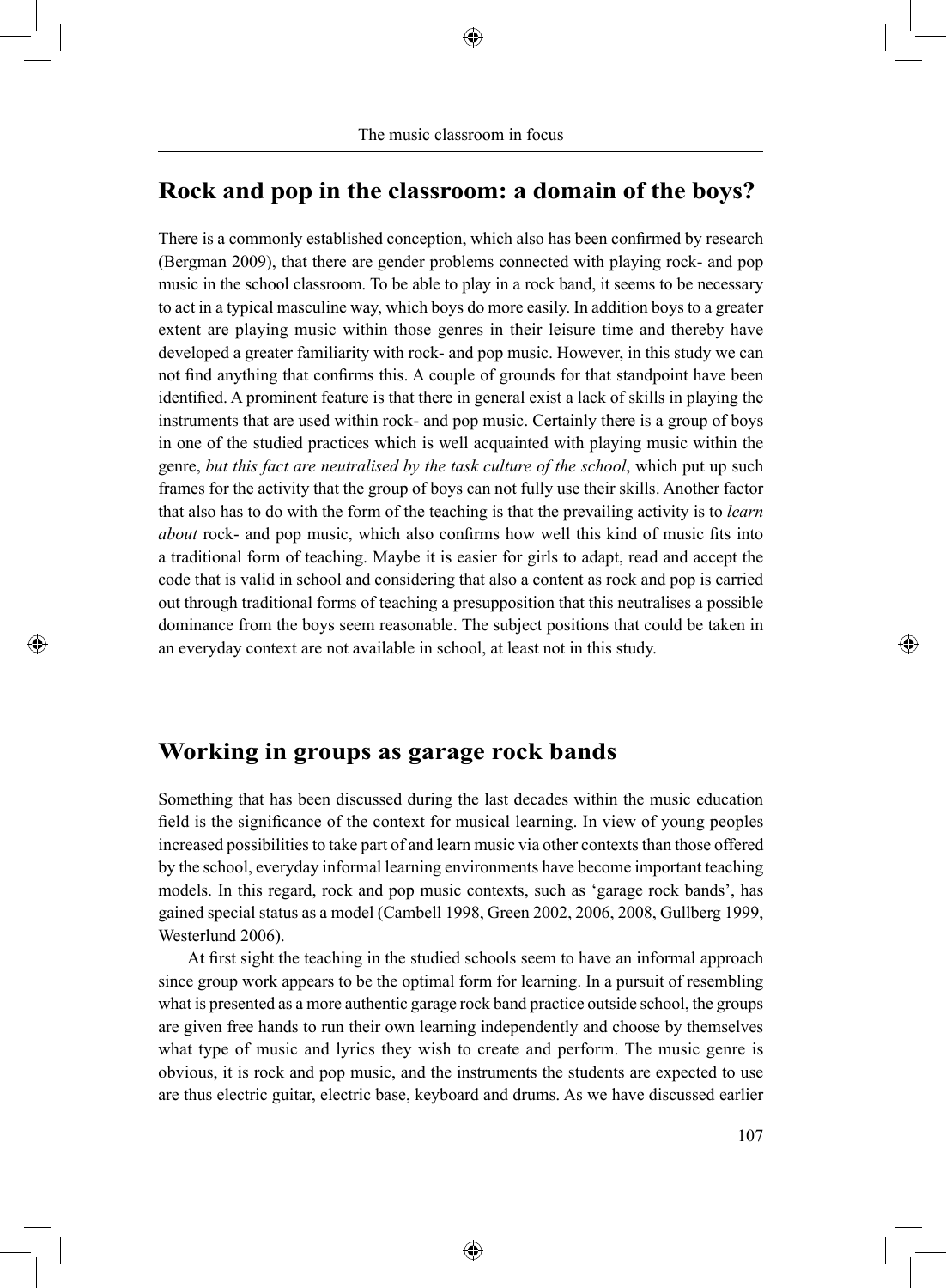## Rock and pop in the classroom: a domain of the boys?

There is a commonly established conception, which also has been confirmed by research (Bergman 2009), that there are gender problems connected with playing rock- and pop music in the school classroom. To be able to play in a rock band, it seems to be necessary to act in a typical masculine way, which boys do more easily. In addition boys to a greater extent are playing music within those genres in their leisure time and thereby have developed a greater familiarity with rock- and pop music. However, in this study we can not find anything that confirms this. A couple of grounds for that standpoint have been identified. A prominent feature is that there in general exist a lack of skills in playing the instruments that are used within rock- and pop music. Certainly there is a group of boys in one of the studied practices which is well acquainted with playing music within the genre, *but this fact are neutralised by the task culture of the school*, which put up such frames for the activity that the group of boys can not fully use their skills. Another factor that also has to do with the form of the teaching is that the prevailing activity is to *learn about* rock- and pop music, which also confirms how well this kind of music fits into a traditional form of teaching. Maybe it is easier for girls to adapt, read and accept the code that is valid in school and considering that also a content as rock and pop is carried out through traditional forms of teaching a presupposition that this neutralises a possible dominance from the boys seem reasonable. The subject positions that could be taken in an everyday context are not available in school, at least not in this study.

## Working in groups as garage rock bands

Something that has been discussed during the last decades within the music education field is the significance of the context for musical learning. In view of young peoples increased possibilities to take part of and learn music via other contexts than those offered by the school, everyday informal learning environments have become important teaching models. In this regard, rock and pop music contexts, such as 'garage rock bands', has gained special status as a model (Cambell 1998, Green 2002, 2006, 2008, Gullberg 1999, Westerlund 2006).

At first sight the teaching in the studied schools seem to have an informal approach since group work appears to be the optimal form for learning. In a pursuit of resembling what is presented as a more authentic garage rock band practice outside school, the groups are given free hands to run their own learning independently and choose by themselves what type of music and lyrics they wish to create and perform. The music genre is obvious, it is rock and pop music, and the instruments the students are expected to use are thus electric guitar, electric base, keyboard and drums. As we have discussed earlier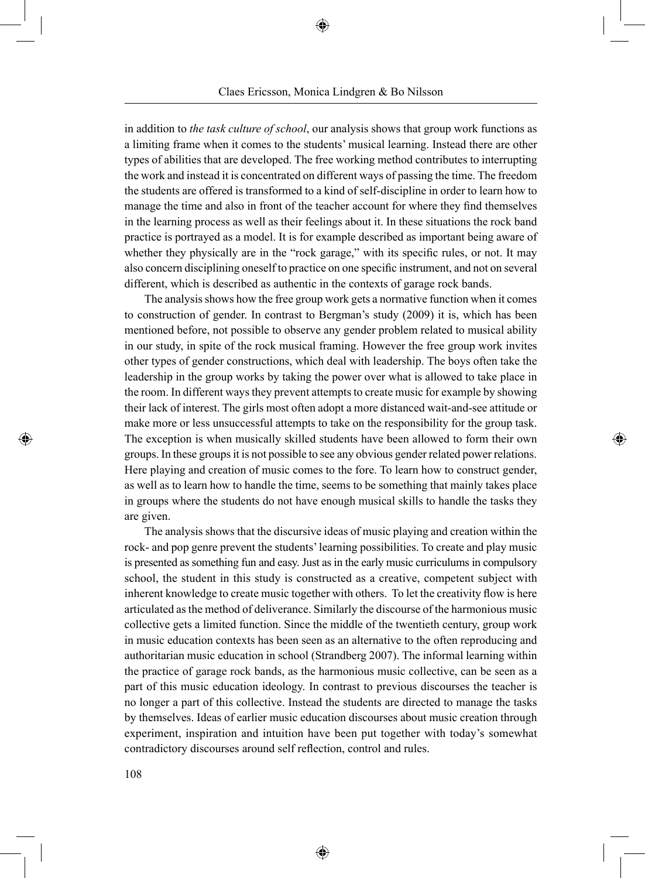in addition to *the task culture of school*, our analysis shows that group work functions as a limiting frame when it comes to the students' musical learning. Instead there are other types of abilities that are developed. The free working method contributes to interrupting the work and instead it is concentrated on different ways of passing the time. The freedom the students are offered is transformed to a kind of self-discipline in order to learn how to manage the time and also in front of the teacher account for where they find themselves in the learning process as well as their feelings about it. In these situations the rock band practice is portrayed as a model. It is for example described as important being aware of whether they physically are in the "rock garage," with its specific rules, or not. It may also concern disciplining oneself to practice on one specific instrument, and not on several different, which is described as authentic in the contexts of garage rock bands.

The analysis shows how the free group work gets a normative function when it comes to construction of gender. In contrast to Bergman's study (2009) it is, which has been mentioned before, not possible to observe any gender problem related to musical ability in our study, in spite of the rock musical framing. However the free group work invites other types of gender constructions, which deal with leadership. The boys often take the leadership in the group works by taking the power over what is allowed to take place in the room. In different ways they prevent attempts to create music for example by showing their lack of interest. The girls most often adopt a more distanced wait-and-see attitude or make more or less unsuccessful attempts to take on the responsibility for the group task. The exception is when musically skilled students have been allowed to form their own groups. In these groups it is not possible to see any obvious gender related power relations. Here playing and creation of music comes to the fore. To learn how to construct gender, as well as to learn how to handle the time, seems to be something that mainly takes place in groups where the students do not have enough musical skills to handle the tasks they are given.

The analysis shows that the discursive ideas of music playing and creation within the rock- and pop genre prevent the students' learning possibilities. To create and play music is presented as something fun and easy. Just as in the early music curriculums in compulsory school, the student in this study is constructed as a creative, competent subject with inherent knowledge to create music together with others. To let the creativity flow is here articulated as the method of deliverance. Similarly the discourse of the harmonious music collective gets a limited function. Since the middle of the twentieth century, group work in music education contexts has been seen as an alternative to the often reproducing and authoritarian music education in school (Strandberg 2007). The informal learning within the practice of garage rock bands, as the harmonious music collective, can be seen as a part of this music education ideology. In contrast to previous discourses the teacher is no longer a part of this collective. Instead the students are directed to manage the tasks by themselves. Ideas of earlier music education discourses about music creation through experiment, inspiration and intuition have been put together with today's somewhat contradictory discourses around self reflection, control and rules.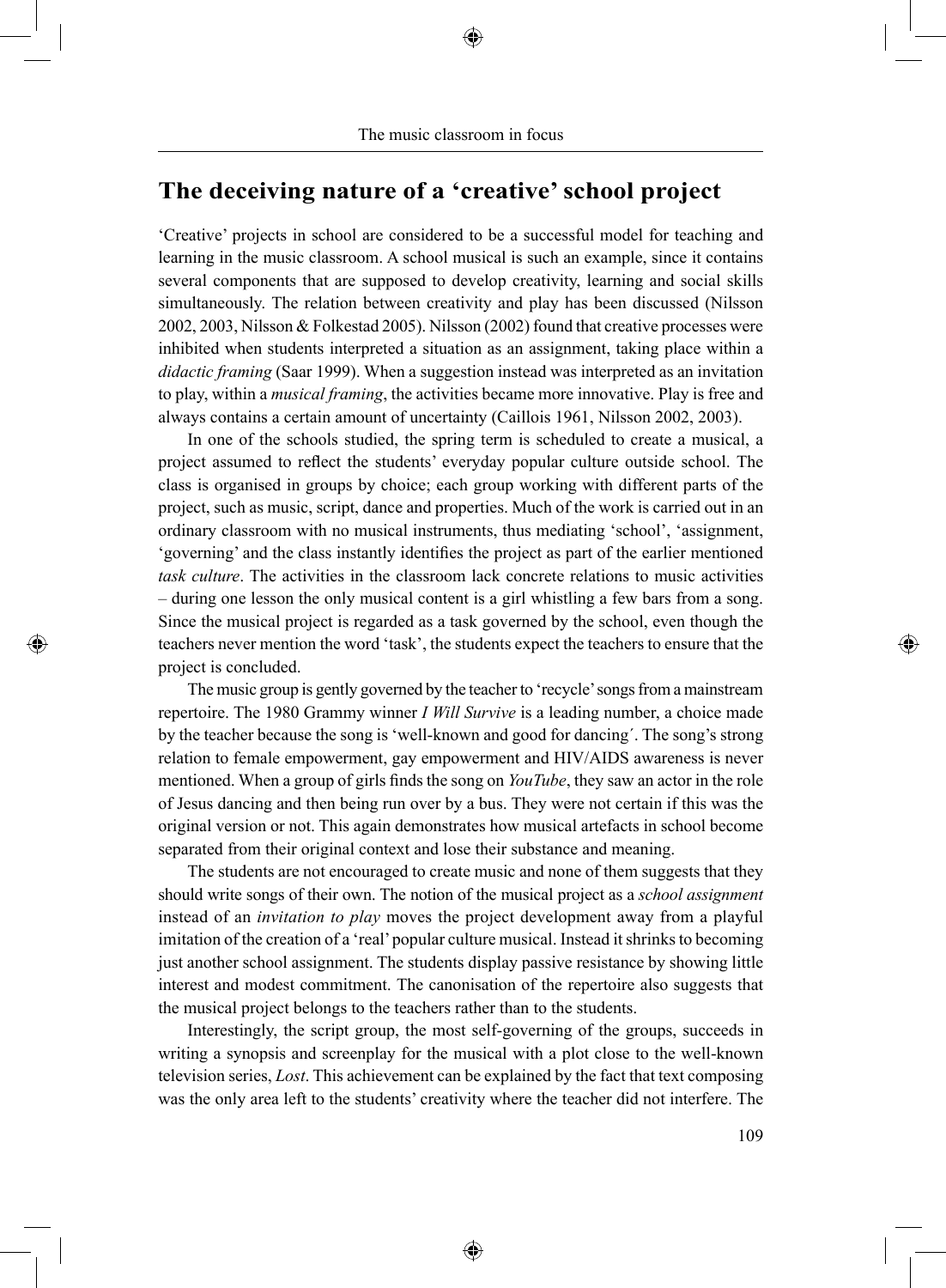## The deceiving nature of a 'creative' school project

'Creative' projects in school are considered to be a successful model for teaching and learning in the music classroom. A school musical is such an example, since it contains several components that are supposed to develop creativity, learning and social skills simultaneously. The relation between creativity and play has been discussed (Nilsson 2002, 2003, Nilsson & Folkestad 2005). Nilsson (2002) found that creative processes were inhibited when students interpreted a situation as an assignment, taking place within a *didactic framing* (Saar 1999). When a suggestion instead was interpreted as an invitation to play, within a *musical framing*, the activities became more innovative. Play is free and always contains a certain amount of uncertainty (Caillois 1961, Nilsson 2002, 2003).

In one of the schools studied, the spring term is scheduled to create a musical, a project assumed to reflect the students' everyday popular culture outside school. The class is organised in groups by choice; each group working with different parts of the project, such as music, script, dance and properties. Much of the work is carried out in an ordinary classroom with no musical instruments, thus mediating 'school', 'assignment, 'governing' and the class instantly identifies the project as part of the earlier mentioned *task culture*. The activities in the classroom lack concrete relations to music activities – during one lesson the only musical content is a girl whistling a few bars from a song. Since the musical project is regarded as a task governed by the school, even though the teachers never mention the word 'task', the students expect the teachers to ensure that the project is concluded.

The music group is gently governed by the teacher to 'recycle' songs from a mainstream repertoire. The 1980 Grammy winner *I Will Survive* is a leading number, a choice made by the teacher because the song is 'well-known and good for dancing´. The song's strong relation to female empowerment, gay empowerment and HIV/AIDS awareness is never mentioned. When a group of girls finds the song on *YouTube*, they saw an actor in the role of Jesus dancing and then being run over by a bus. They were not certain if this was the original version or not. This again demonstrates how musical artefacts in school become separated from their original context and lose their substance and meaning.

The students are not encouraged to create music and none of them suggests that they should write songs of their own. The notion of the musical project as a *school assignment* instead of an *invitation to play* moves the project development away from a playful imitation of the creation of a 'real' popular culture musical. Instead it shrinks to becoming just another school assignment. The students display passive resistance by showing little interest and modest commitment. The canonisation of the repertoire also suggests that the musical project belongs to the teachers rather than to the students.

Interestingly, the script group, the most self-governing of the groups, succeeds in writing a synopsis and screenplay for the musical with a plot close to the well-known television series, *Lost*. This achievement can be explained by the fact that text composing was the only area left to the students' creativity where the teacher did not interfere. The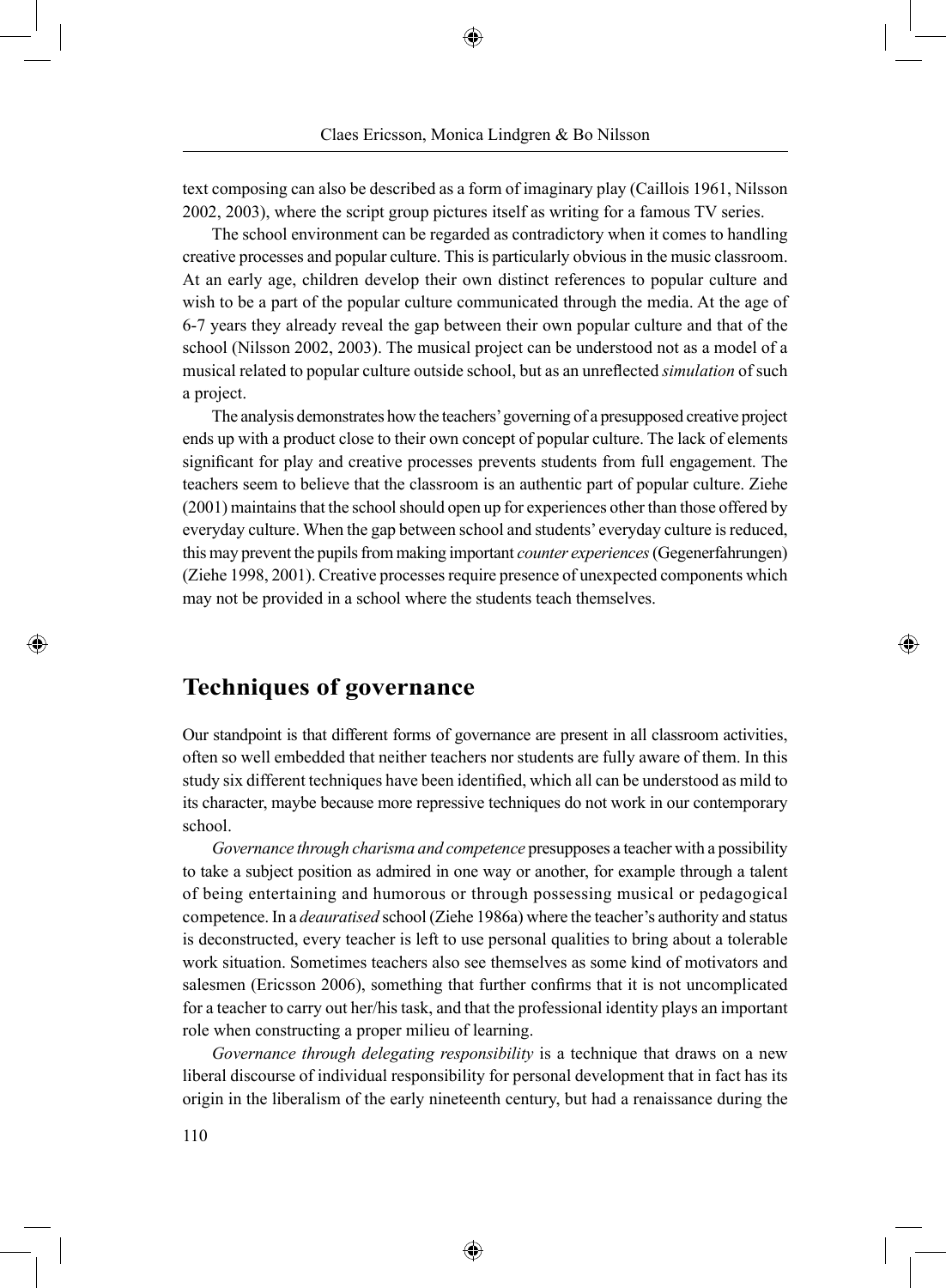text composing can also be described as a form of imaginary play (Caillois 1961, Nilsson 2002, 2003), where the script group pictures itself as writing for a famous TV series.

The school environment can be regarded as contradictory when it comes to handling creative processes and popular culture. This is particularly obvious in the music classroom. At an early age, children develop their own distinct references to popular culture and wish to be a part of the popular culture communicated through the media. At the age of 6-7 years they already reveal the gap between their own popular culture and that of the school (Nilsson 2002, 2003). The musical project can be understood not as a model of a musical related to popular culture outside school, but as an unreflected *simulation* of such a project.

The analysis demonstrates how the teachers' governing of a presupposed creative project ends up with a product close to their own concept of popular culture. The lack of elements significant for play and creative processes prevents students from full engagement. The teachers seem to believe that the classroom is an authentic part of popular culture. Ziehe (2001) maintains that the school should open up for experiences other than those offered by everyday culture. When the gap between school and students' everyday culture is reduced, this may prevent the pupils from making important *counter experiences* (Gegenerfahrungen) (Ziehe 1998, 2001). Creative processes require presence of unexpected components which may not be provided in a school where the students teach themselves.

## Techniques of governance

Our standpoint is that different forms of governance are present in all classroom activities, often so well embedded that neither teachers nor students are fully aware of them. In this study six different techniques have been identified, which all can be understood as mild to its character, maybe because more repressive techniques do not work in our contemporary school.

*Governance through charisma and competence* presupposes a teacher with a possibility to take a subject position as admired in one way or another, for example through a talent of being entertaining and humorous or through possessing musical or pedagogical competence. In a *deauratised* school (Ziehe 1986a) where the teacher's authority and status is deconstructed, every teacher is left to use personal qualities to bring about a tolerable work situation. Sometimes teachers also see themselves as some kind of motivators and salesmen (Ericsson 2006), something that further confirms that it is not uncomplicated for a teacher to carry out her/his task, and that the professional identity plays an important role when constructing a proper milieu of learning.

*Governance through delegating responsibility* is a technique that draws on a new liberal discourse of individual responsibility for personal development that in fact has its origin in the liberalism of the early nineteenth century, but had a renaissance during the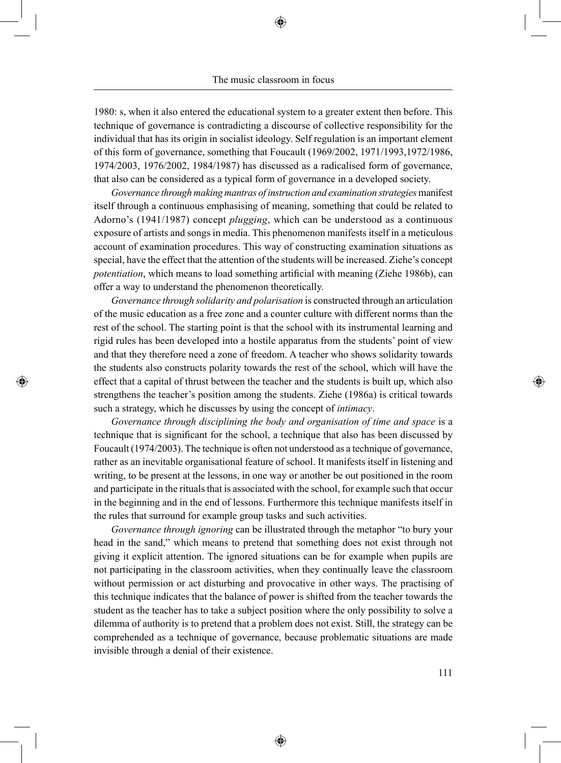1980: s, when it also entered the educational system to a greater extent then before. This technique of governance is contradicting a discourse of collective responsibility for the individual that has its origin in socialist ideology. Self regulation is an important element of this form of governance, something that Foucault (1969/2002, 1971/1993,1972/1986, 1974/2003, 1976/2002, 1984/1987) has discussed as a radicalised form of governance, that also can be considered as a typical form of governance in a developed society.

*Governance through making mantras of instruction and examination strategies* manifest itself through a continuous emphasising of meaning, something that could be related to Adorno's (1941/1987) concept *plugging*, which can be understood as a continuous exposure of artists and songs in media. This phenomenon manifests itself in a meticulous account of examination procedures. This way of constructing examination situations as special, have the effect that the attention of the students will be increased. Ziehe's concept *potentiation*, which means to load something artificial with meaning (Ziehe 1986b), can offer a way to understand the phenomenon theoretically.

*Governance through solidarity and polarisation* is constructed through an articulation of the music education as a free zone and a counter culture with different norms than the rest of the school. The starting point is that the school with its instrumental learning and rigid rules has been developed into a hostile apparatus from the students' point of view and that they therefore need a zone of freedom. A teacher who shows solidarity towards the students also constructs polarity towards the rest of the school, which will have the effect that a capital of thrust between the teacher and the students is built up, which also strengthens the teacher's position among the students. Ziehe (1986a) is critical towards such a strategy, which he discusses by using the concept of *intimacy*.

*Governance through disciplining the body and organisation of time and space* is a technique that is significant for the school, a technique that also has been discussed by Foucault (1974/2003). The technique is often not understood as a technique of governance, rather as an inevitable organisational feature of school. It manifests itself in listening and writing, to be present at the lessons, in one way or another be out positioned in the room and participate in the rituals that is associated with the school, for example such that occur in the beginning and in the end of lessons. Furthermore this technique manifests itself in the rules that surround for example group tasks and such activities.

*Governance through ignoring* can be illustrated through the metaphor "to bury your head in the sand," which means to pretend that something does not exist through not giving it explicit attention. The ignored situations can be for example when pupils are not participating in the classroom activities, when they continually leave the classroom without permission or act disturbing and provocative in other ways. The practising of this technique indicates that the balance of power is shifted from the teacher towards the student as the teacher has to take a subject position where the only possibility to solve a dilemma of authority is to pretend that a problem does not exist. Still, the strategy can be comprehended as a technique of governance, because problematic situations are made invisible through a denial of their existence.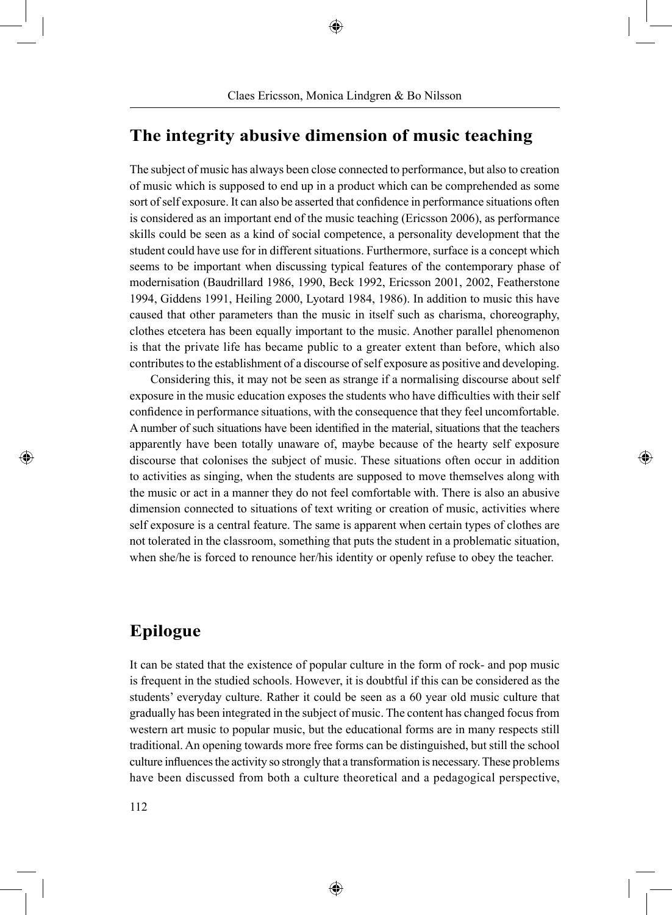## The integrity abusive dimension of music teaching

The subject of music has always been close connected to performance, but also to creation of music which is supposed to end up in a product which can be comprehended as some sort of self exposure. It can also be asserted that confidence in performance situations often is considered as an important end of the music teaching (Ericsson 2006), as performance skills could be seen as a kind of social competence, a personality development that the student could have use for in different situations. Furthermore, surface is a concept which seems to be important when discussing typical features of the contemporary phase of modernisation (Baudrillard 1986, 1990, Beck 1992, Ericsson 2001, 2002, Featherstone 1994, Giddens 1991, Heiling 2000, Lyotard 1984, 1986). In addition to music this have caused that other parameters than the music in itself such as charisma, choreography, clothes etcetera has been equally important to the music. Another parallel phenomenon is that the private life has became public to a greater extent than before, which also contributes to the establishment of a discourse of self exposure as positive and developing.

Considering this, it may not be seen as strange if a normalising discourse about self exposure in the music education exposes the students who have difficulties with their self confidence in performance situations, with the consequence that they feel uncomfortable. A number of such situations have been identified in the material, situations that the teachers apparently have been totally unaware of, maybe because of the hearty self exposure discourse that colonises the subject of music. These situations often occur in addition to activities as singing, when the students are supposed to move themselves along with the music or act in a manner they do not feel comfortable with. There is also an abusive dimension connected to situations of text writing or creation of music, activities where self exposure is a central feature. The same is apparent when certain types of clothes are not tolerated in the classroom, something that puts the student in a problematic situation, when she/he is forced to renounce her/his identity or openly refuse to obey the teacher.

## Epilogue

It can be stated that the existence of popular culture in the form of rock- and pop music is frequent in the studied schools. However, it is doubtful if this can be considered as the students' everyday culture. Rather it could be seen as a 60 year old music culture that gradually has been integrated in the subject of music. The content has changed focus from western art music to popular music, but the educational forms are in many respects still traditional. An opening towards more free forms can be distinguished, but still the school culture influences the activity so strongly that a transformation is necessary. These problems have been discussed from both a culture theoretical and a pedagogical perspective,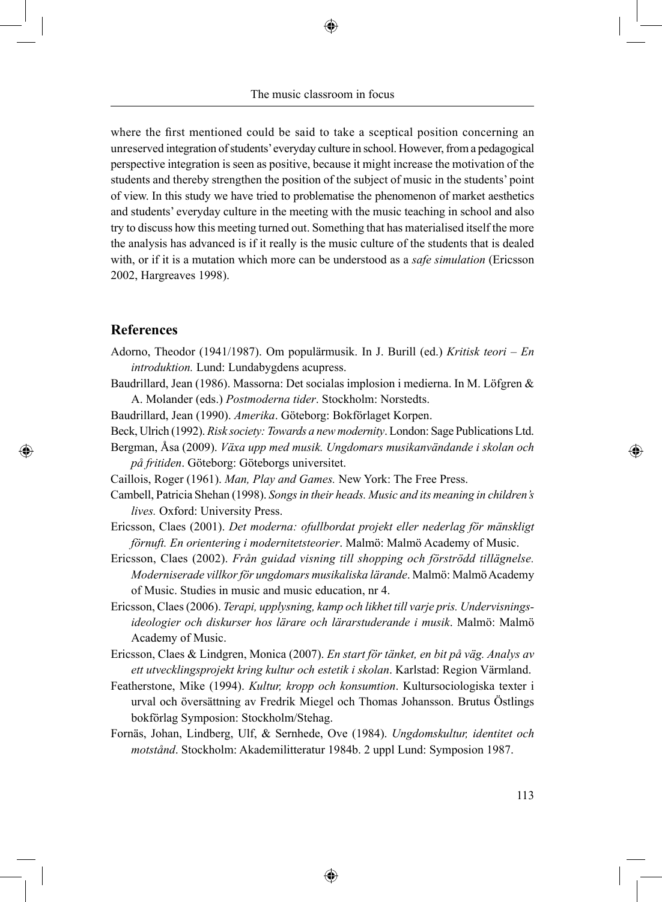where the first mentioned could be said to take a sceptical position concerning an unreserved integration of students' everyday culture in school. However, from a pedagogical perspective integration is seen as positive, because it might increase the motivation of the students and thereby strengthen the position of the subject of music in the students' point of view. In this study we have tried to problematise the phenomenon of market aesthetics and students' everyday culture in the meeting with the music teaching in school and also try to discuss how this meeting turned out. Something that has materialised itself the more the analysis has advanced is if it really is the music culture of the students that is dealed with, or if it is a mutation which more can be understood as a *safe simulation* (Ericsson 2002, Hargreaves 1998).

## References

Adorno, Theodor (1941/1987). Om populärmusik. In J. Burill (ed.) *Kritisk teori – En introduktion.* Lund: Lundabygdens acupress.

Baudrillard, Jean (1986). Massorna: Det socialas implosion i medierna. In M. Löfgren & A. Molander (eds.) *Postmoderna tider*. Stockholm: Norstedts.

Baudrillard, Jean (1990). *Amerika*. Göteborg: Bokförlaget Korpen.

Beck, Ulrich (1992). *Risk society: Towards a new modernity*. London: Sage Publications Ltd.

Bergman, Åsa (2009). *Växa upp med musik. Ungdomars musikanvändande i skolan och på fritiden*. Göteborg: Göteborgs universitet.

Caillois, Roger (1961). *Man, Play and Games.* New York: The Free Press.

Cambell, Patricia Shehan (1998). *Songs in their heads. Music and its meaning in children's lives.* Oxford: University Press.

Ericsson, Claes (2001). *Det moderna: ofullbordat projekt eller nederlag för mänskligt förnuft. En orientering i modernitetsteorier*. Malmö: Malmö Academy of Music.

Ericsson, Claes (2002). *Från guidad visning till shopping och förströdd tillägnelse. Moderniserade villkor för ungdomars musikaliska lärande*. Malmö: Malmö Academy of Music. Studies in music and music education, nr 4.

Ericsson, Claes (2006). *Terapi, upplysning, kamp och likhet till varje pris. Undervisnings-ideologier och diskurser hos lärare och lärarstuderande i musik*. Malmö: Malmö Academy of Music.

Ericsson, Claes & Lindgren, Monica (2007). *En start för tänket, en bit på väg. Analys av ett utvecklingsprojekt kring kultur och estetik i skolan*. Karlstad: Region Värmland.

Featherstone, Mike (1994). *Kultur, kropp och konsumtion*. Kultursociologiska texter i urval och översättning av Fredrik Miegel och Thomas Johansson. Brutus Östlings bokförlag Symposion: Stockholm/Stehag.

Fornäs, Johan, Lindberg, Ulf, & Sernhede, Ove (1984). *Ungdomskultur, identitet och motstånd*. Stockholm: Akademilitteratur 1984b. 2 uppl Lund: Symposion 1987.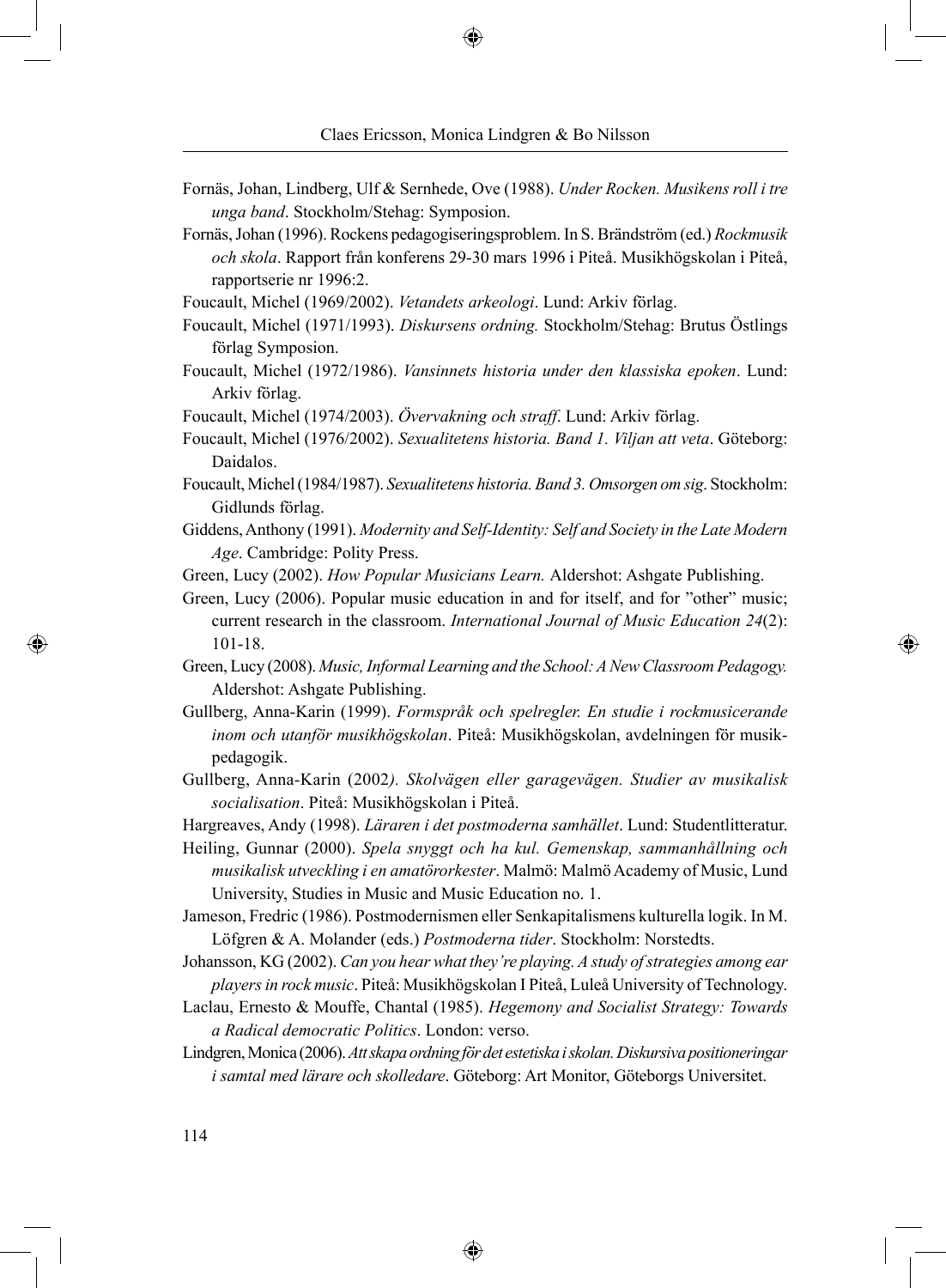Fornäs, Johan, Lindberg, Ulf & Sernhede, Ove (1988). *Under Rocken. Musikens roll i tre unga band*. Stockholm/Stehag: Symposion.

Fornäs, Johan (1996). Rockens pedagogiseringsproblem. In S. Brändström (ed.) *Rockmusik och skola*. Rapport från konferens 29-30 mars 1996 i Piteå. Musikhögskolan i Piteå, rapportserie nr 1996:2.

Foucault, Michel (1969/2002). *Vetandets arkeologi*. Lund: Arkiv förlag.

Foucault, Michel (1971/1993). *Diskursens ordning.* Stockholm/Stehag: Brutus Östlings förlag Symposion.

Foucault, Michel (1972/1986). *Vansinnets historia under den klassiska epoken*. Lund: Arkiv förlag.

Foucault, Michel (1974/2003). *Övervakning och straff*. Lund: Arkiv förlag.

Foucault, Michel (1976/2002). *Sexualitetens historia. Band 1. Viljan att veta*. Göteborg: Daidalos.

Foucault, Michel (1984/1987). *Sexualitetens historia. Band 3. Omsorgen om sig*. Stockholm: Gidlunds förlag.

Giddens, Anthony (1991). *Modernity and Self-Identity: Self and Society in the Late Modern Age*. Cambridge: Polity Press.

Green, Lucy (2002). *How Popular Musicians Learn.* Aldershot: Ashgate Publishing.

Green, Lucy (2006). Popular music education in and for itself, and for "other" music; current research in the classroom. *International Journal of Music Education 24*(2): 101-18.

Green, Lucy (2008). *Music, Informal Learning and the School: A New Classroom Pedagogy.* Aldershot: Ashgate Publishing.

Gullberg, Anna-Karin (1999). *Formspråk och spelregler. En studie i rockmusicerande inom och utanför musikhögskolan*. Piteå: Musikhögskolan, avdelningen för musikpedagogik.

Gullberg, Anna-Karin (2002). *Skolvägen eller garagevägen. Studier av musikalisk socialisation*. Piteå: Musikhögskolan i Piteå.

Hargreaves, Andy (1998). *Läraren i det postmoderna samhället*. Lund: Studentlitteratur.

Heiling, Gunnar (2000). *Spela snyggt och ha kul. Gemenskap, sammanhållning och musikalisk utveckling i en amatörorkester*. Malmö: Malmö Academy of Music, Lund University, Studies in Music and Music Education no. 1.

Jameson, Fredric (1986). Postmodernismen eller Senkapitalismens kulturella logik. In M. Löfgren & A. Molander (eds.) *Postmoderna tider*. Stockholm: Norstedts.

Johansson, KG (2002). *Can you hear what they're playing. A study of strategies among ear players in rock music*. Piteå: Musikhögskolan I Piteå, Luleå University of Technology.

Laclau, Ernesto & Mouffe, Chantal (1985). *Hegemony and Socialist Strategy: Towards a Radical democratic Politics*. London: verso.

Lindgren, Monica (2006). *Att skapa ordning för det estetiska i skolan. Diskursiva positioneringar i samtal med lärare och skolledare*. Göteborg: Art Monitor, Göteborgs Universitet.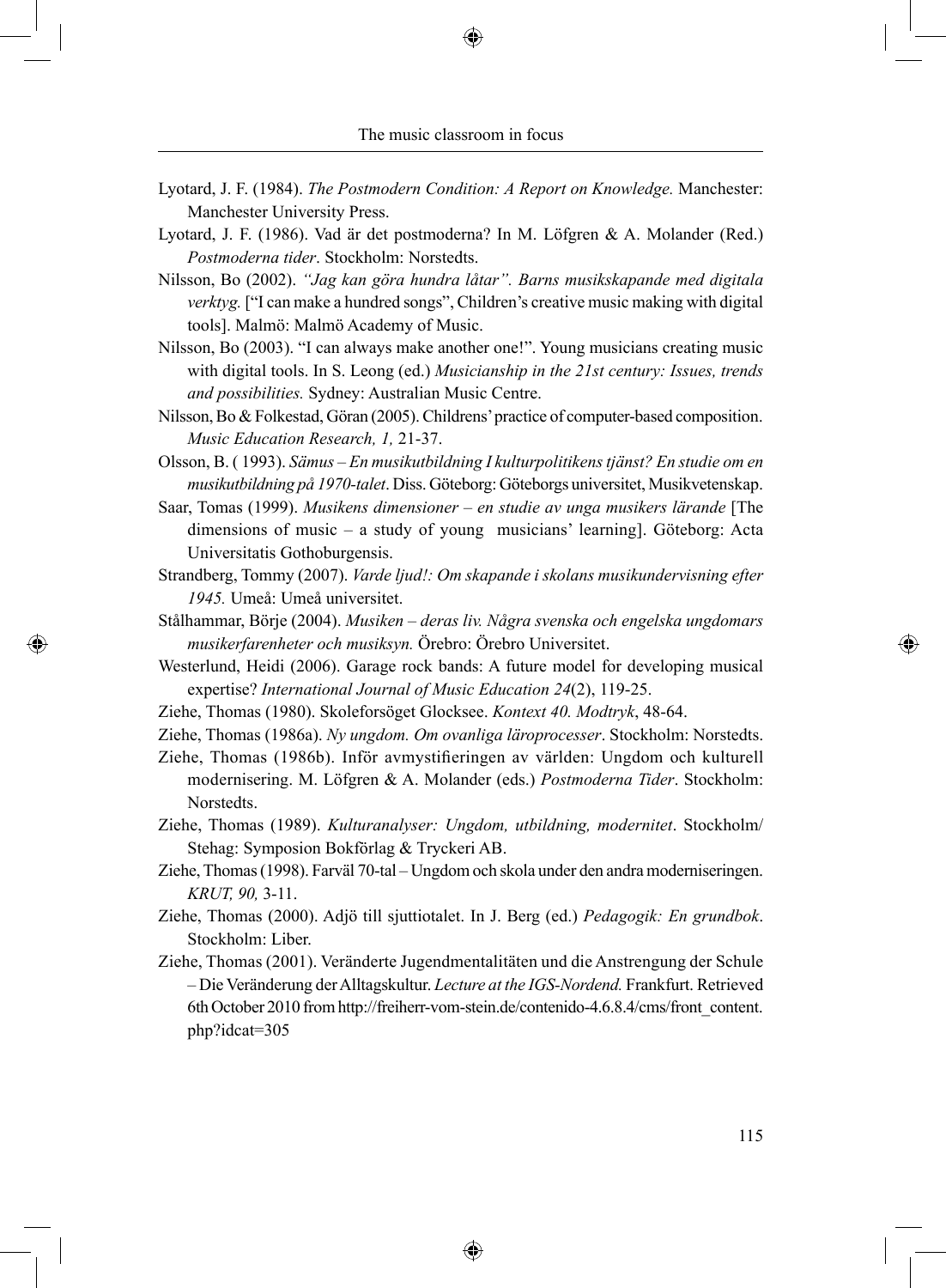Lyotard, J. F. (1984). *The Postmodern Condition: A Report on Knowledge.* Manchester: Manchester University Press.

Lyotard, J. F. (1986). Vad är det postmoderna? In M. Löfgren & A. Molander (Red.) *Postmoderna tider*. Stockholm: Norstedts.

Nilsson, Bo (2002). *"Jag kan göra hundra låtar". Barns musikskapande med digitala verktyg.* ["I can make a hundred songs", Children's creative music making with digital tools]. Malmö: Malmö Academy of Music.

Nilsson, Bo (2003). "I can always make another one!". Young musicians creating music with digital tools. In S. Leong (ed.) *Musicianship in the 21st century: Issues, trends and possibilities.* Sydney: Australian Music Centre.

Nilsson, Bo & Folkestad, Göran (2005). Childrens' practice of computer-based composition. *Music Education Research, 1,* 21-37.

Olsson, B. ( 1993). *Sämus – En musikutbildning I kulturpolitikens tjänst? En studie om en musikutbildning på 1970-talet*. Diss. Göteborg: Göteborgs universitet, Musikvetenskap.

Saar, Tomas (1999). *Musikens dimensioner – en studie av unga musikers lärande* [The dimensions of music – a study of young musicians' learning]. Göteborg: Acta Universitatis Gothoburgensis.

Strandberg, Tommy (2007). *Varde ljud!: Om skapande i skolans musikundervisning efter 1945.* Umeå: Umeå universitet.

Stålhammar, Börje (2004). *Musiken – deras liv. Några svenska och engelska ungdomars musikerfarenheter och musiksyn.* Örebro: Örebro Universitet.

Westerlund, Heidi (2006). Garage rock bands: A future model for developing musical expertise? *International Journal of Music Education 24*(2), 119-25.

Ziehe, Thomas (1980). Skoleforsöget Glocksee. *Kontext 40. Modtryk*, 48-64.

Ziehe, Thomas (1986a). *Ny ungdom. Om ovanliga läroprocesser*. Stockholm: Norstedts.

Ziehe, Thomas (1986b). Inför avmystifieringen av världen: Ungdom och kulturell modernisering. M. Löfgren & A. Molander (eds.) *Postmoderna Tider*. Stockholm: Norstedts.

Ziehe, Thomas (1989). *Kulturanalyser: Ungdom, utbildning, modernitet*. Stockholm/ Stehag: Symposion Bokförlag & Tryckeri AB.

Ziehe, Thomas (1998). Farväl 70-tal – Ungdom och skola under den andra moderniseringen. *KRUT, 90,* 3-11.

Ziehe, Thomas (2000). Adjö till sjuttiotalet. In J. Berg (ed.) *Pedagogik: En grundbok*. Stockholm: Liber.

Ziehe, Thomas (2001). Veränderte Jugendmentalitäten und die Anstrengung der Schule – Die Veränderung der Alltagskultur. *Lecture at the IGS-Nordend.* Frankfurt. Retrieved 6th October 2010 from http://freiherr-vom-stein.de/contenido-4.6.8.4/cms/front_content.php?idcat=305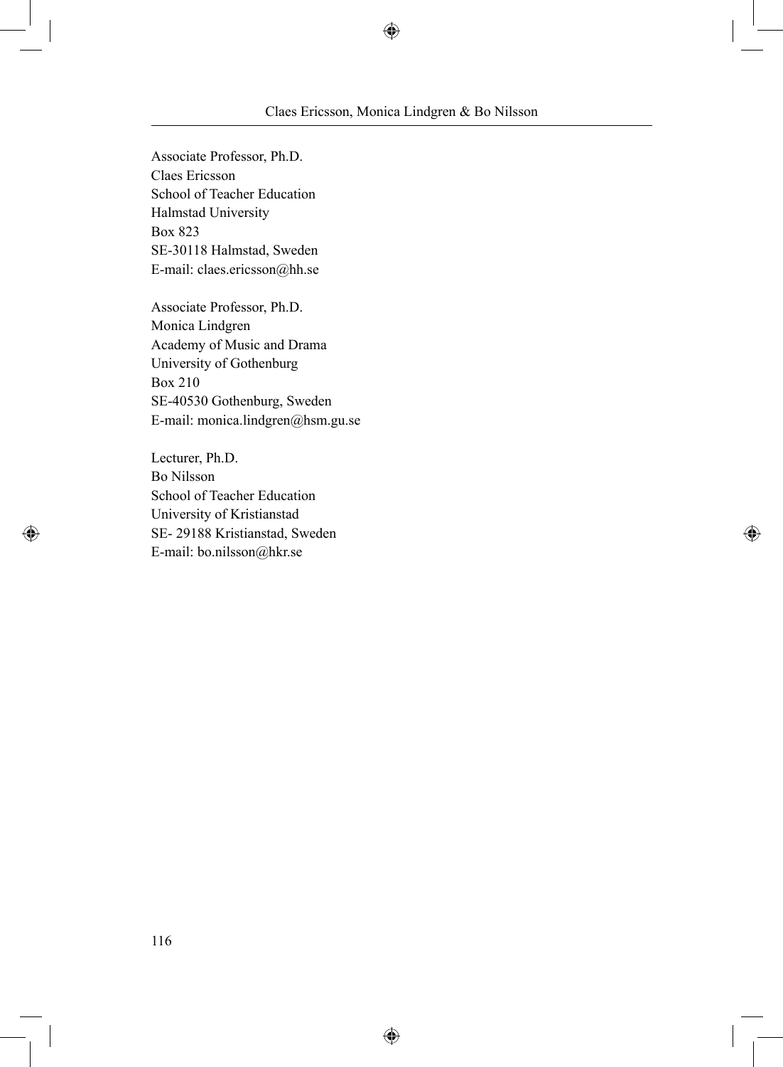Associate Professor, Ph.D.
Claes Ericsson
School of Teacher Education
Halmstad University
Box 823
SE-30118 Halmstad, Sweden
E-mail: claes.ericsson@hh.se

Associate Professor, Ph.D.
Monica Lindgren
Academy of Music and Drama
University of Gothenburg
Box 210
SE-40530 Gothenburg, Sweden
E-mail: monica.lindgren@hsm.gu.se

Lecturer, Ph.D.
Bo Nilsson
School of Teacher Education
University of Kristianstad
SE- 29188 Kristianstad, Sweden
E-mail: bo.nilsson@hkr.se